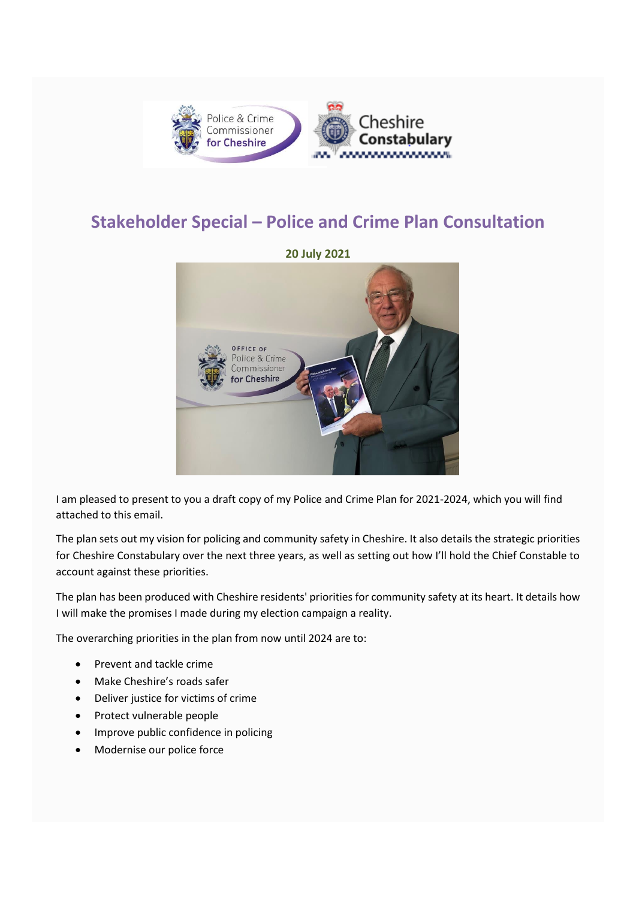## Stakeholder Special – Police and Crime Plan Consultation

**20 July 2021**

I am pleased to present to you a draft copy of my Police and Crime Plan for 2021-2024, which you will find attached to this email.

The plan sets out my vision for policing and community safety in Cheshire. It also details the strategic priorities for Cheshire Constabulary over the next three years, as well as setting out how I'll hold the Chief Constable to account against these priorities.

The plan has been produced with Cheshire residents' priorities for community safety at its heart. It details how I will make the promises I made during my election campaign a reality.

The overarching priorities in the plan from now until 2024 are to:

- Prevent and tackle crime
- Make Cheshire's roads safer
- Deliver justice for victims of crime
- Protect vulnerable people
- Improve public confidence in policing
- Modernise our police force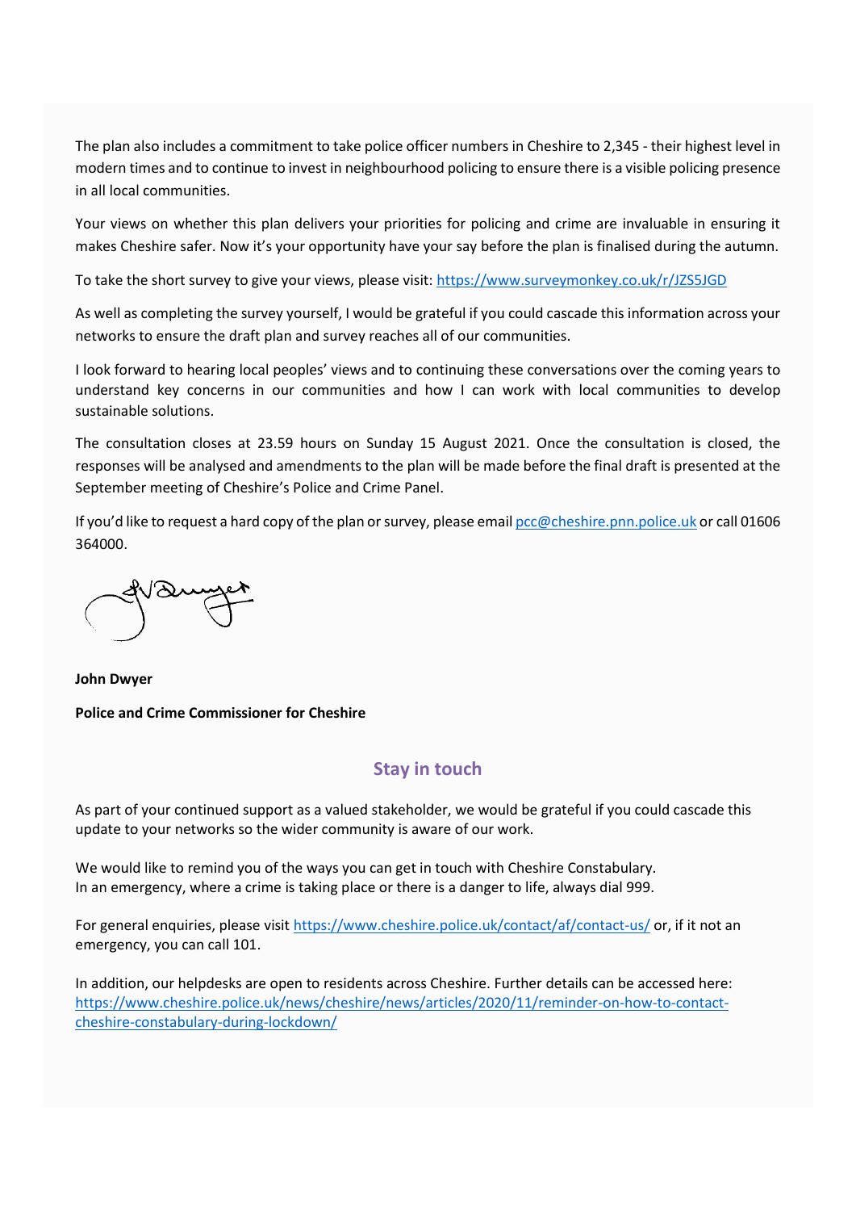The plan also includes a commitment to take police officer numbers in Cheshire to 2,345 - their highest level in modern times and to continue to invest in neighbourhood policing to ensure there is a visible policing presence in all local communities.

Your views on whether this plan delivers your priorities for policing and crime are invaluable in ensuring it makes Cheshire safer. Now it's your opportunity have your say before the plan is finalised during the autumn.

To take the short survey to give your views, please visit: https://www.surveymonkey.co.uk/r/JZS5JGD

As well as completing the survey yourself, I would be grateful if you could cascade this information across your networks to ensure the draft plan and survey reaches all of our communities.

I look forward to hearing local peoples' views and to continuing these conversations over the coming years to understand key concerns in our communities and how I can work with local communities to develop sustainable solutions.

The consultation closes at 23.59 hours on Sunday 15 August 2021. Once the consultation is closed, the responses will be analysed and amendments to the plan will be made before the final draft is presented at the September meeting of Cheshire's Police and Crime Panel.

If you'd like to request a hard copy of the plan or survey, please email pcc@cheshire.pnn.police.uk or call 01606 364000.

**John Dwyer**

**Police and Crime Commissioner for Cheshire**

## Stay in touch

As part of your continued support as a valued stakeholder, we would be grateful if you could cascade this update to your networks so the wider community is aware of our work.

We would like to remind you of the ways you can get in touch with Cheshire Constabulary.
In an emergency, where a crime is taking place or there is a danger to life, always dial 999.

For general enquiries, please visit https://www.cheshire.police.uk/contact/af/contact-us/ or, if it not an emergency, you can call 101.

In addition, our helpdesks are open to residents across Cheshire. Further details can be accessed here: https://www.cheshire.police.uk/news/cheshire/news/articles/2020/11/reminder-on-how-to-contact-cheshire-constabulary-during-lockdown/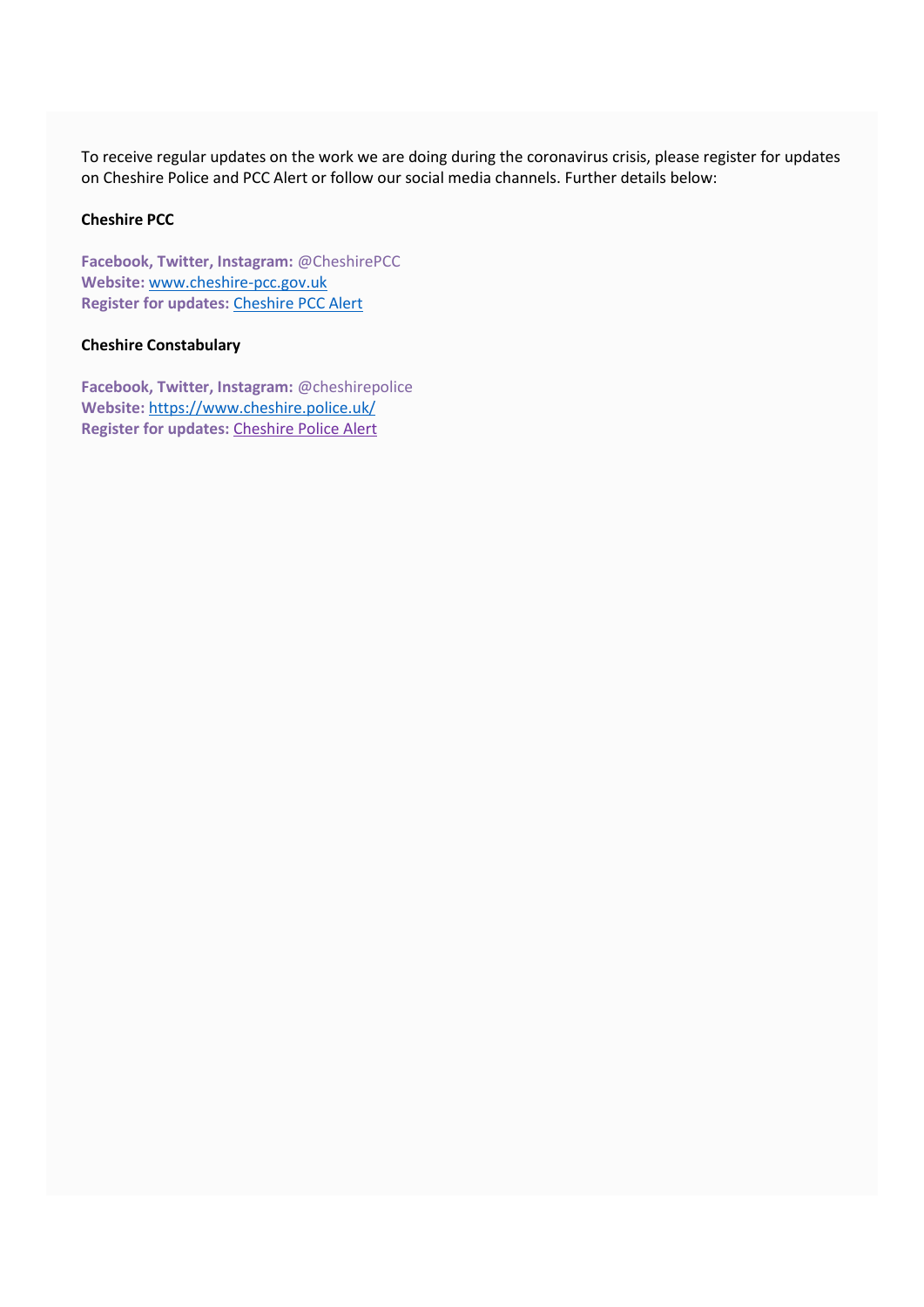To receive regular updates on the work we are doing during the coronavirus crisis, please register for updates on Cheshire Police and PCC Alert or follow our social media channels. Further details below:

**Cheshire PCC**

**Facebook, Twitter, Instagram:** @CheshirePCC
**Website:** www.cheshire-pcc.gov.uk
**Register for updates:** Cheshire PCC Alert

**Cheshire Constabulary**

**Facebook, Twitter, Instagram:** @cheshirepolice
**Website:** https://www.cheshire.police.uk/
**Register for updates:** Cheshire Police Alert